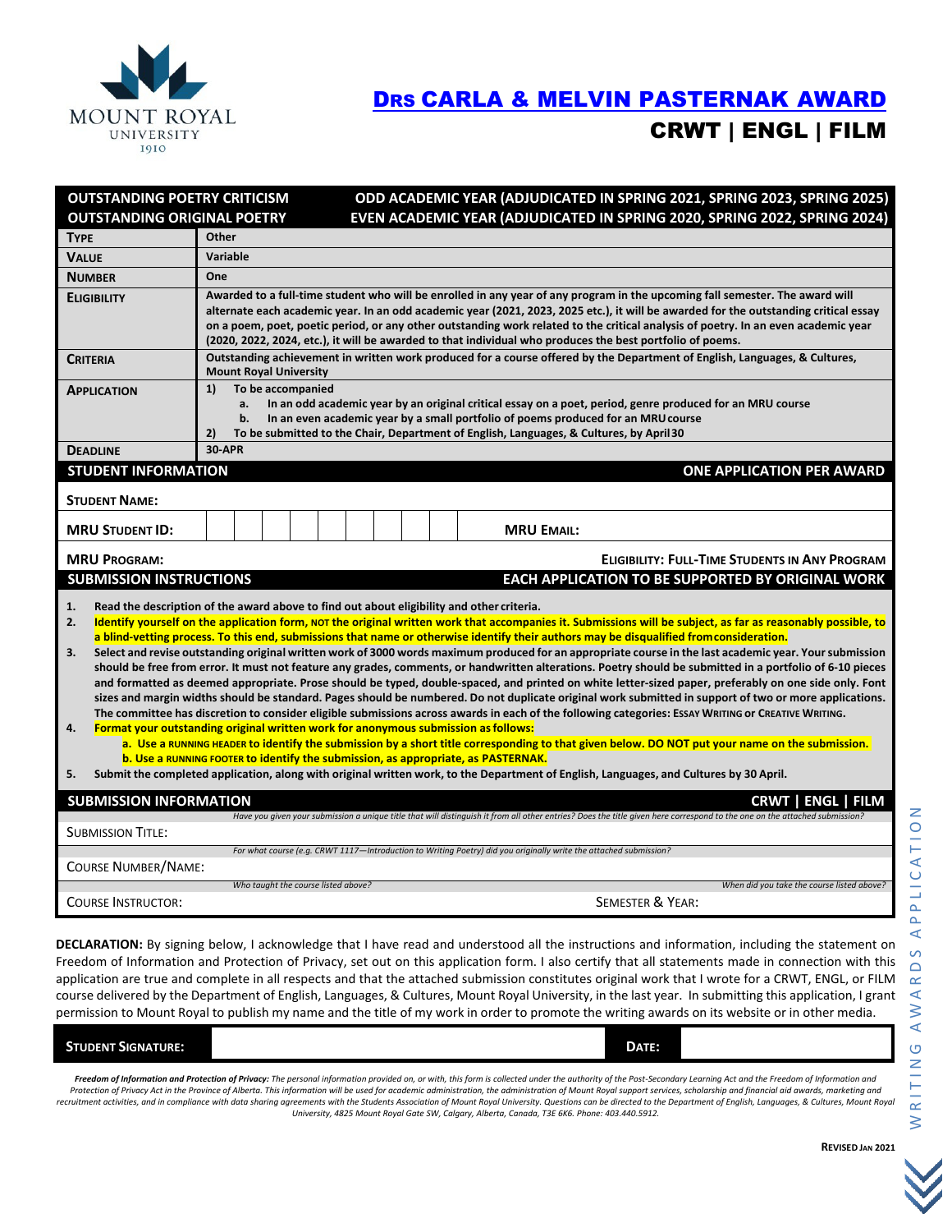MOUNT ROYAL UNIVERSITY 1910

# Drs Carla & Melvin Pasternak Award

## CRWT | ENGL | FILM

| OUTSTANDING POETRY CRITICISM | ODD ACADEMIC YEAR (ADJUDICATED IN SPRING 2021, SPRING 2023, SPRING 2025) |
|---|---|
| OUTSTANDING ORIGINAL POETRY | EVEN ACADEMIC YEAR (ADJUDICATED IN SPRING 2020, SPRING 2022, SPRING 2024) |
| **Type** | Other |
| **Value** | Variable |
| **Number** | One |
| **Eligibility** | Awarded to a full-time student who will be enrolled in any year of any program in the upcoming fall semester. The award will alternate each academic year. In an odd academic year (2021, 2023, 2025 etc.), it will be awarded for the outstanding critical essay on a poem, poet, poetic period, or any other outstanding work related to the critical analysis of poetry. In an even academic year (2020, 2022, 2024, etc.), it will be awarded to that individual who produces the best portfolio of poems. |
| **Criteria** | Outstanding achievement in written work produced for a course offered by the Department of English, Languages, & Cultures, Mount Royal University |
| **Application** | 1) To be accompanied<br>a. In an odd academic year by an original critical essay on a poet, period, genre produced for an MRU course<br>b. In an even academic year by a small portfolio of poems produced for an MRU course<br>2) To be submitted to the Chair, Department of English, Languages, & Cultures, by April 30 |
| **Deadline** | 30-APR |

## STUDENT INFORMATION — ONE APPLICATION PER AWARD

**Student Name:**

**MRU Student ID:** | | | | | | | | | | **MRU Email:**

**MRU Program:** **Eligibility: Full-Time Students in Any Program**

## SUBMISSION INSTRUCTIONS — EACH APPLICATION TO BE SUPPORTED BY ORIGINAL WORK

1. Read the description of the award above to find out about eligibility and other criteria.
2. **Identify yourself on the application form, NOT the original written work that accompanies it. Submissions will be subject, as far as reasonably possible, to a blind-vetting process. To this end, submissions that name or otherwise identify their authors may be disqualified from consideration.**
3. Select and revise outstanding original written work of 3000 words maximum produced for an appropriate course in the last academic year. Your submission should be free from error. It must not feature any grades, comments, or handwritten alterations. Poetry should be submitted in a portfolio of 6-10 pieces and formatted as deemed appropriate. Prose should be typed, double-spaced, and printed on white letter-sized paper, preferably on one side only. Font sizes and margin widths should be standard. Pages should be numbered. Do not duplicate original work submitted in support of two or more applications. The committee has discretion to consider eligible submissions across awards in each of the following categories: Essay Writing or Creative Writing.
4. **Format your outstanding original written work for anonymous submission as follows:**
   a. **Use a running header to identify the submission by a short title corresponding to that given below. DO NOT put your name on the submission.**
   b. **Use a running footer to identify the submission, as appropriate, as PASTERNAK.**
5. Submit the completed application, along with original written work, to the Department of English, Languages, and Cultures by 30 April.

## SUBMISSION INFORMATION — CRWT | ENGL | FILM

*Have you given your submission a unique title that will distinguish it from all other entries? Does the title given here correspond to the one on the attached submission?*

Submission Title:

*For what course (e.g. CRWT 1117—Introduction to Writing Poetry) did you originally write the attached submission?*

Course Number/Name:

*Who taught the course listed above?* *When did you take the course listed above?*

Course Instructor: Semester & Year:

**DECLARATION:** By signing below, I acknowledge that I have read and understood all the instructions and information, including the statement on Freedom of Information and Protection of Privacy, set out on this application form. I also certify that all statements made in connection with this application are true and complete in all respects and that the attached submission constitutes original work that I wrote for a CRWT, ENGL, or FILM course delivered by the Department of English, Languages, & Cultures, Mount Royal University, in the last year. In submitting this application, I grant permission to Mount Royal to publish my name and the title of my work in order to promote the writing awards on its website or in other media.

**Student Signature:** **Date:**

*Freedom of Information and Protection of Privacy: The personal information provided on, or with, this form is collected under the authority of the Post-Secondary Learning Act and the Freedom of Information and Protection of Privacy Act in the Province of Alberta. This information will be used for academic administration, the administration of Mount Royal support services, scholarship and financial aid awards, marketing and recruitment activities, and in compliance with data sharing agreements with the Students Association of Mount Royal University. Questions can be directed to the Department of English, Languages, & Cultures, Mount Royal University, 4825 Mount Royal Gate SW, Calgary, Alberta, Canada, T3E 6K6. Phone: 403.440.5912.*

WRITING AWARDS APPLICATION

Revised Jan 2021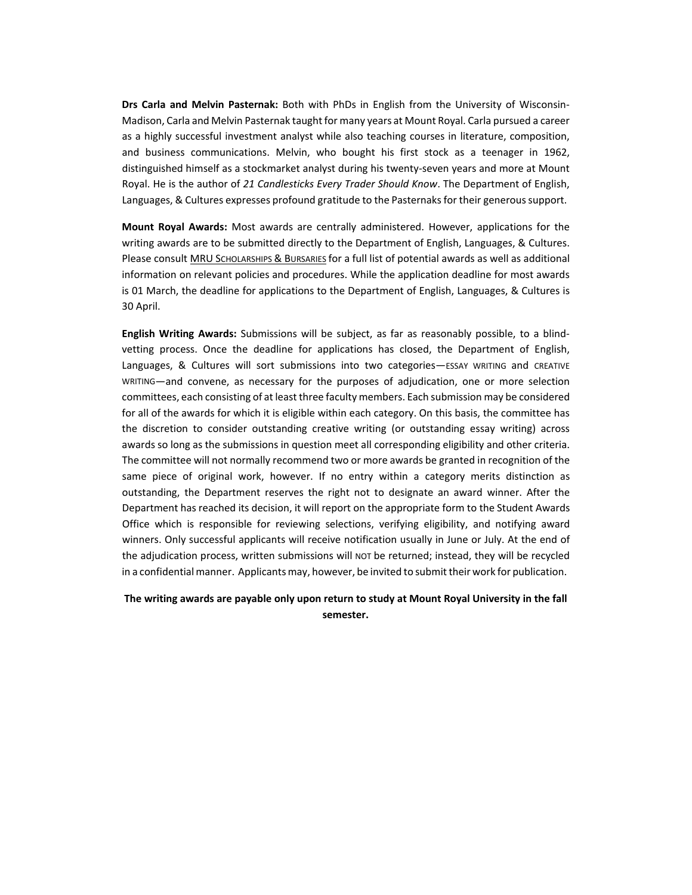**Drs Carla and Melvin Pasternak:** Both with PhDs in English from the University of Wisconsin-Madison, Carla and Melvin Pasternak taught for many years at Mount Royal. Carla pursued a career as a highly successful investment analyst while also teaching courses in literature, composition, and business communications. Melvin, who bought his first stock as a teenager in 1962, distinguished himself as a stockmarket analyst during his twenty-seven years and more at Mount Royal. He is the author of *21 Candlesticks Every Trader Should Know*. The Department of English, Languages, & Cultures expresses profound gratitude to the Pasternaks for their generous support.

**Mount Royal Awards:** Most awards are centrally administered. However, applications for the writing awards are to be submitted directly to the Department of English, Languages, & Cultures. Please consult MRU SCHOLARSHIPS & BURSARIES for a full list of potential awards as well as additional information on relevant policies and procedures. While the application deadline for most awards is 01 March, the deadline for applications to the Department of English, Languages, & Cultures is 30 April.

**English Writing Awards:** Submissions will be subject, as far as reasonably possible, to a blind-vetting process. Once the deadline for applications has closed, the Department of English, Languages, & Cultures will sort submissions into two categories—ESSAY WRITING and CREATIVE WRITING—and convene, as necessary for the purposes of adjudication, one or more selection committees, each consisting of at least three faculty members. Each submission may be considered for all of the awards for which it is eligible within each category. On this basis, the committee has the discretion to consider outstanding creative writing (or outstanding essay writing) across awards so long as the submissions in question meet all corresponding eligibility and other criteria. The committee will not normally recommend two or more awards be granted in recognition of the same piece of original work, however. If no entry within a category merits distinction as outstanding, the Department reserves the right not to designate an award winner. After the Department has reached its decision, it will report on the appropriate form to the Student Awards Office which is responsible for reviewing selections, verifying eligibility, and notifying award winners. Only successful applicants will receive notification usually in June or July. At the end of the adjudication process, written submissions will NOT be returned; instead, they will be recycled in a confidential manner. Applicants may, however, be invited to submit their work for publication.

**The writing awards are payable only upon return to study at Mount Royal University in the fall semester.**